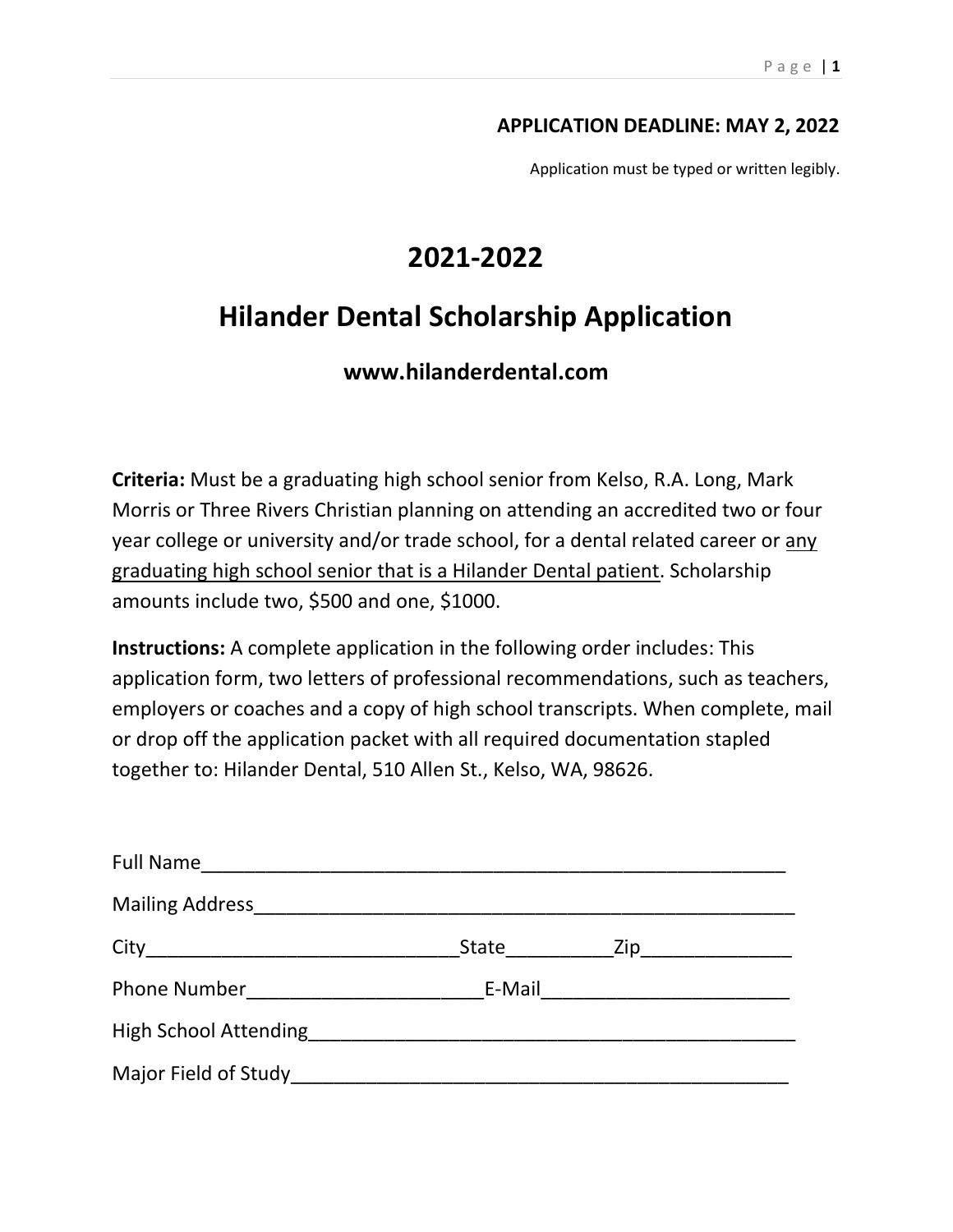**APPLICATION DEADLINE: MAY 2, 2022**

Application must be typed or written legibly.

# 2021-2022

# Hilander Dental Scholarship Application

### www.hilanderdental.com

**Criteria:** Must be a graduating high school senior from Kelso, R.A. Long, Mark Morris or Three Rivers Christian planning on attending an accredited two or four year college or university and/or trade school, for a dental related career or any graduating high school senior that is a Hilander Dental patient. Scholarship amounts include two, $500 and one, $1000.

**Instructions:** A complete application in the following order includes: This application form, two letters of professional recommendations, such as teachers, employers or coaches and a copy of high school transcripts. When complete, mail or drop off the application packet with all required documentation stapled together to: Hilander Dental, 510 Allen St., Kelso, WA, 98626.

Full Name_______________________________________________________

Mailing Address__________________________________________________

City_____________________________State__________Zip______________

Phone Number______________________E-Mail_______________________

High School Attending______________________________________________

Major Field of Study_______________________________________________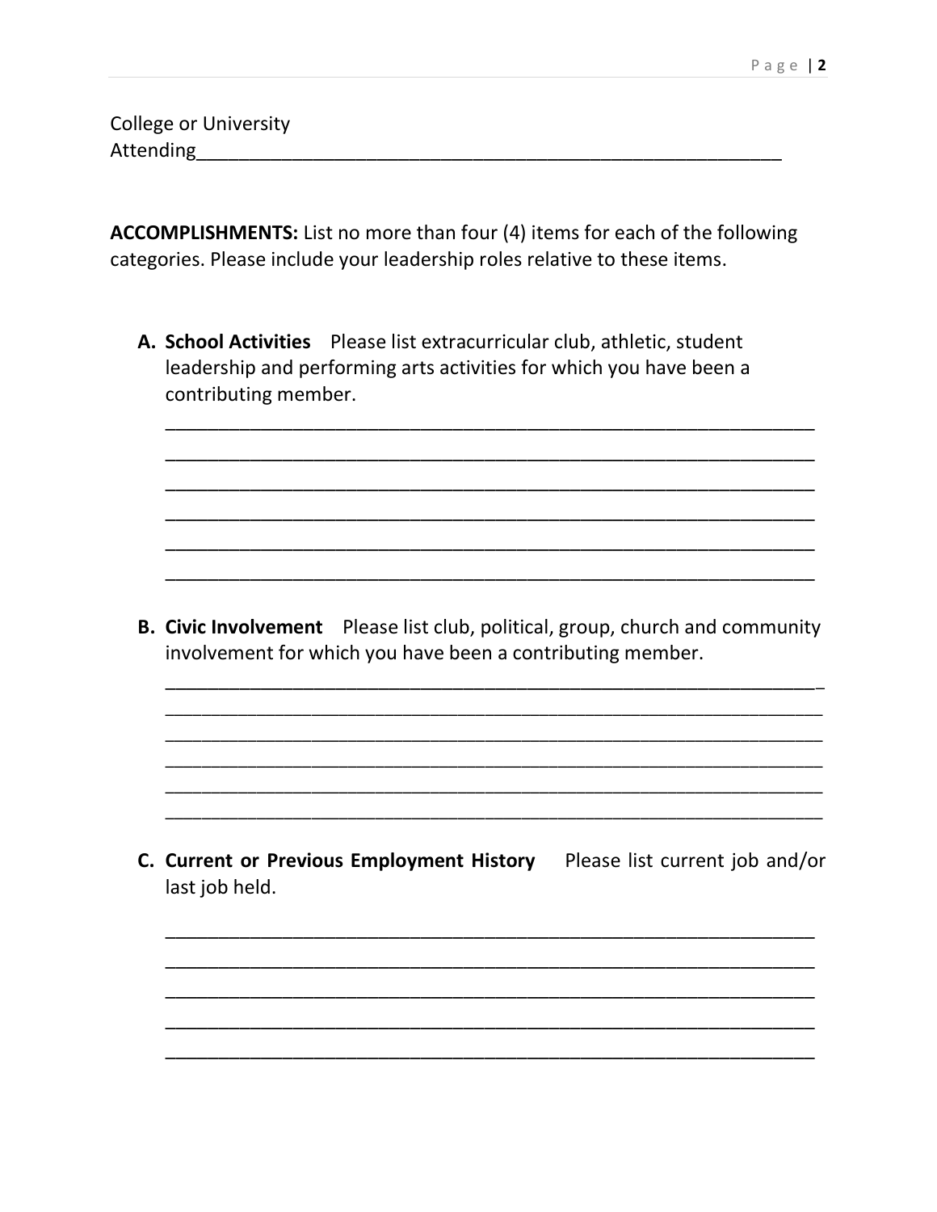College or University
Attending___________________________________________________________

**ACCOMPLISHMENTS:** List no more than four (4) items for each of the following categories. Please include your leadership roles relative to these items.

A. **School Activities** Please list extracurricular club, athletic, student leadership and performing arts activities for which you have been a contributing member.

   ________________________________________________________________
   ________________________________________________________________
   ________________________________________________________________
   ________________________________________________________________
   ________________________________________________________________
   ________________________________________________________________

B. **Civic Involvement** Please list club, political, group, church and community involvement for which you have been a contributing member.

   ________________________________________________________________
   ________________________________________________________________
   ________________________________________________________________
   ________________________________________________________________
   ________________________________________________________________
   ________________________________________________________________

C. **Current or Previous Employment History** Please list current job and/or last job held.

   ________________________________________________________________
   ________________________________________________________________
   ________________________________________________________________
   ________________________________________________________________
   ________________________________________________________________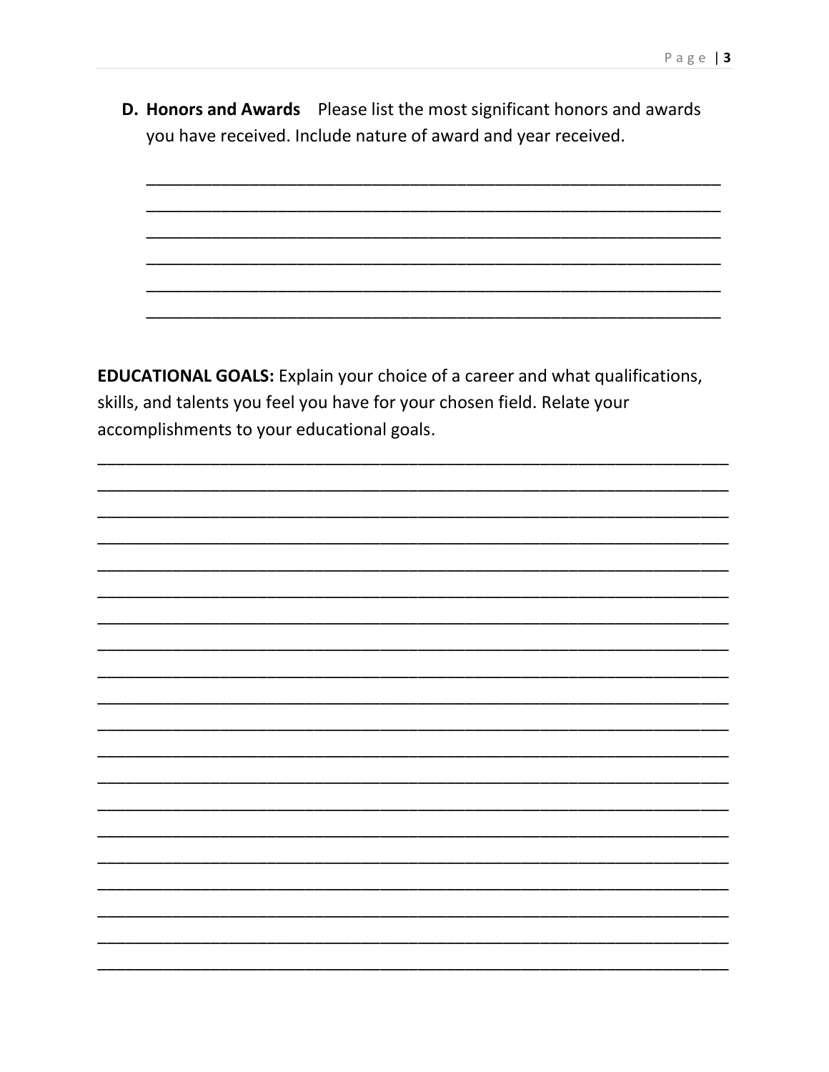**D. Honors and Awards** Please list the most significant honors and awards you have received. Include nature of award and year received.

______________________________________________________________________

______________________________________________________________________

______________________________________________________________________

______________________________________________________________________

______________________________________________________________________

______________________________________________________________________

**EDUCATIONAL GOALS:** Explain your choice of a career and what qualifications, skills, and talents you feel you have for your chosen field. Relate your accomplishments to your educational goals.

______________________________________________________________________

______________________________________________________________________

______________________________________________________________________

______________________________________________________________________

______________________________________________________________________

______________________________________________________________________

______________________________________________________________________

______________________________________________________________________

______________________________________________________________________

______________________________________________________________________

______________________________________________________________________

______________________________________________________________________

______________________________________________________________________

______________________________________________________________________

______________________________________________________________________

______________________________________________________________________

______________________________________________________________________

______________________________________________________________________

______________________________________________________________________

______________________________________________________________________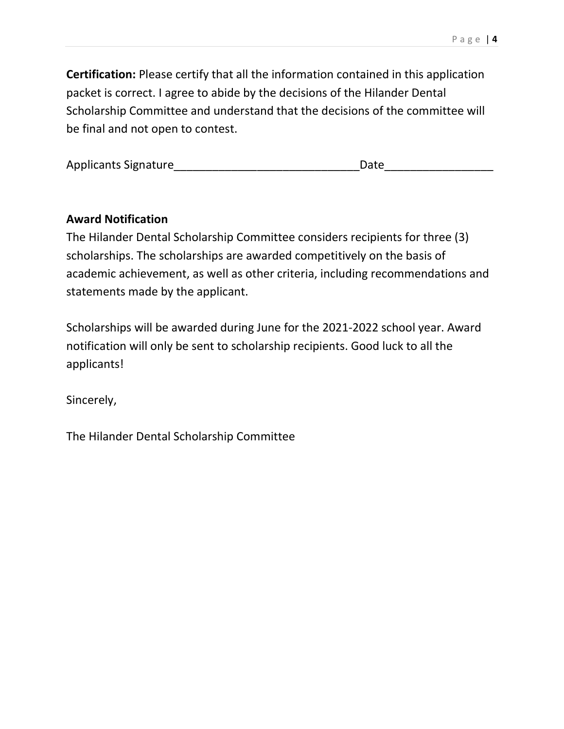**Certification:** Please certify that all the information contained in this application packet is correct. I agree to abide by the decisions of the Hilander Dental Scholarship Committee and understand that the decisions of the committee will be final and not open to contest.

Applicants Signature_____________________________Date_________________

**Award Notification**

The Hilander Dental Scholarship Committee considers recipients for three (3) scholarships. The scholarships are awarded competitively on the basis of academic achievement, as well as other criteria, including recommendations and statements made by the applicant.

Scholarships will be awarded during June for the 2021-2022 school year. Award notification will only be sent to scholarship recipients. Good luck to all the applicants!

Sincerely,

The Hilander Dental Scholarship Committee